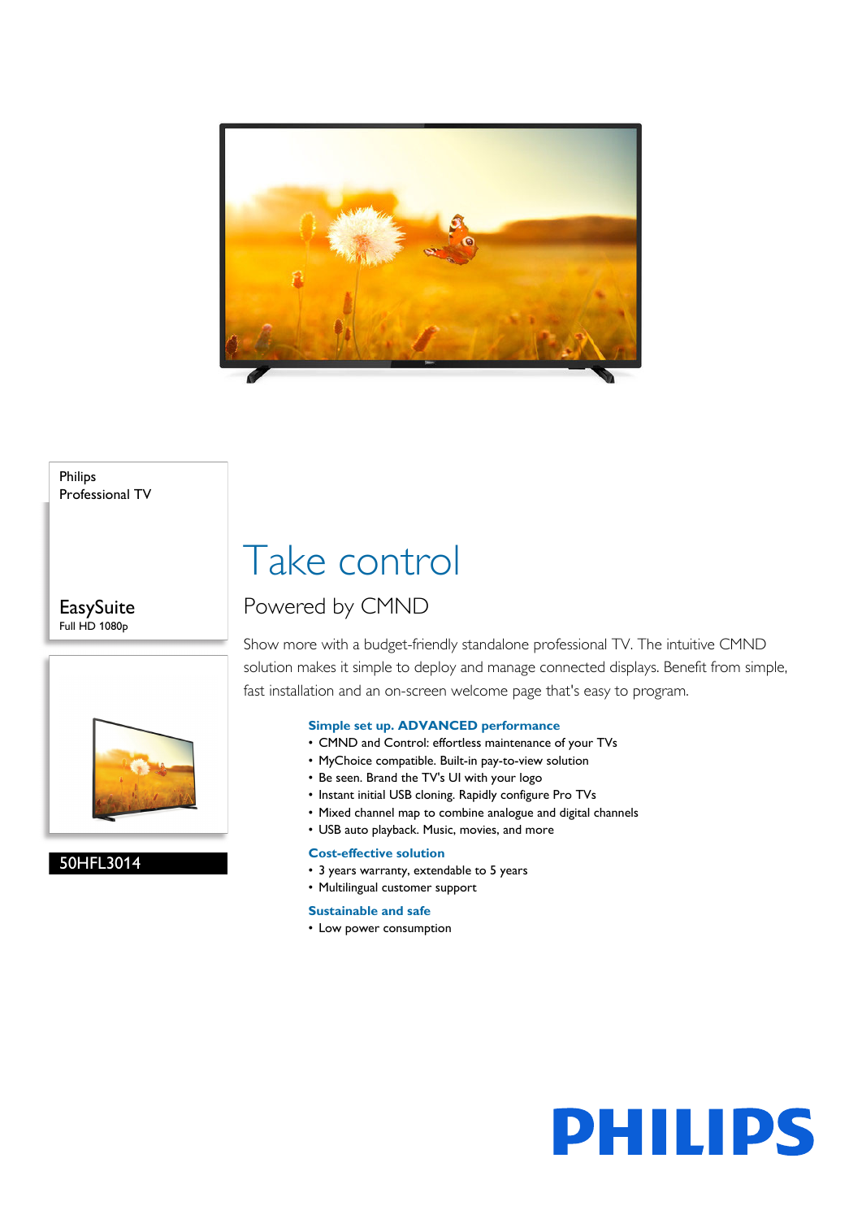Philips
Professional TV

EasySuite
Full HD 1080p

50HFL3014

# Take control

## Powered by CMND

Show more with a budget-friendly standalone professional TV. The intuitive CMND solution makes it simple to deploy and manage connected displays. Benefit from simple, fast installation and an on-screen welcome page that's easy to program.

### Simple set up. ADVANCED performance

- CMND and Control: effortless maintenance of your TVs
- MyChoice compatible. Built-in pay-to-view solution
- Be seen. Brand the TV's UI with your logo
- Instant initial USB cloning. Rapidly configure Pro TVs
- Mixed channel map to combine analogue and digital channels
- USB auto playback. Music, movies, and more

### Cost-effective solution

- 3 years warranty, extendable to 5 years
- Multilingual customer support

### Sustainable and safe

- Low power consumption

PHILIPS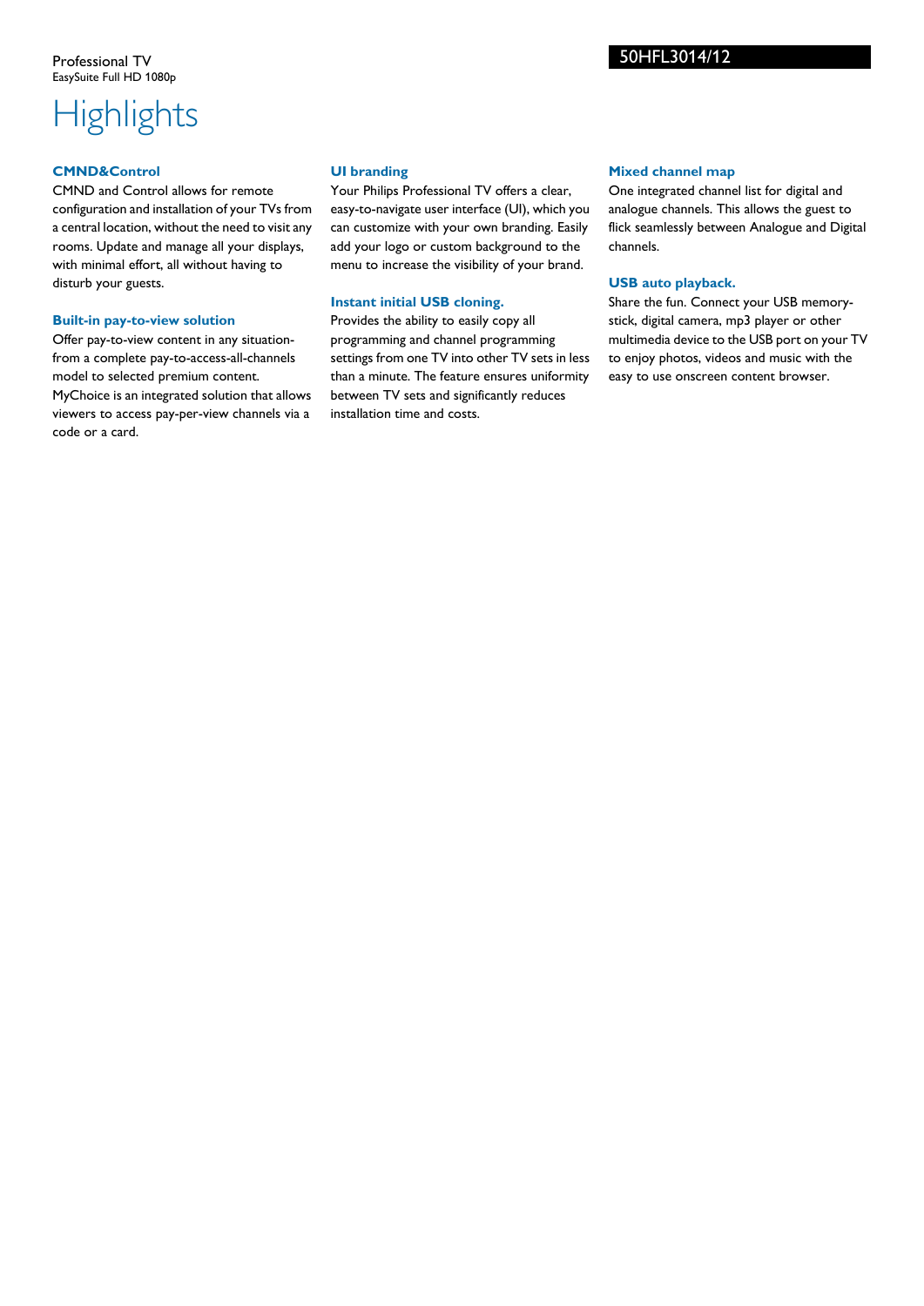Professional TV
EasySuite Full HD 1080p

50HFL3014/12

# Highlights

### CMND&Control

CMND and Control allows for remote configuration and installation of your TVs from a central location, without the need to visit any rooms. Update and manage all your displays, with minimal effort, all without having to disturb your guests.

### Built-in pay-to-view solution

Offer pay-to-view content in any situation- from a complete pay-to-access-all-channels model to selected premium content. MyChoice is an integrated solution that allows viewers to access pay-per-view channels via a code or a card.

### UI branding

Your Philips Professional TV offers a clear, easy-to-navigate user interface (UI), which you can customize with your own branding. Easily add your logo or custom background to the menu to increase the visibility of your brand.

### Instant initial USB cloning.

Provides the ability to easily copy all programming and channel programming settings from one TV into other TV sets in less than a minute. The feature ensures uniformity between TV sets and significantly reduces installation time and costs.

### Mixed channel map

One integrated channel list for digital and analogue channels. This allows the guest to flick seamlessly between Analogue and Digital channels.

### USB auto playback.

Share the fun. Connect your USB memory-stick, digital camera, mp3 player or other multimedia device to the USB port on your TV to enjoy photos, videos and music with the easy to use onscreen content browser.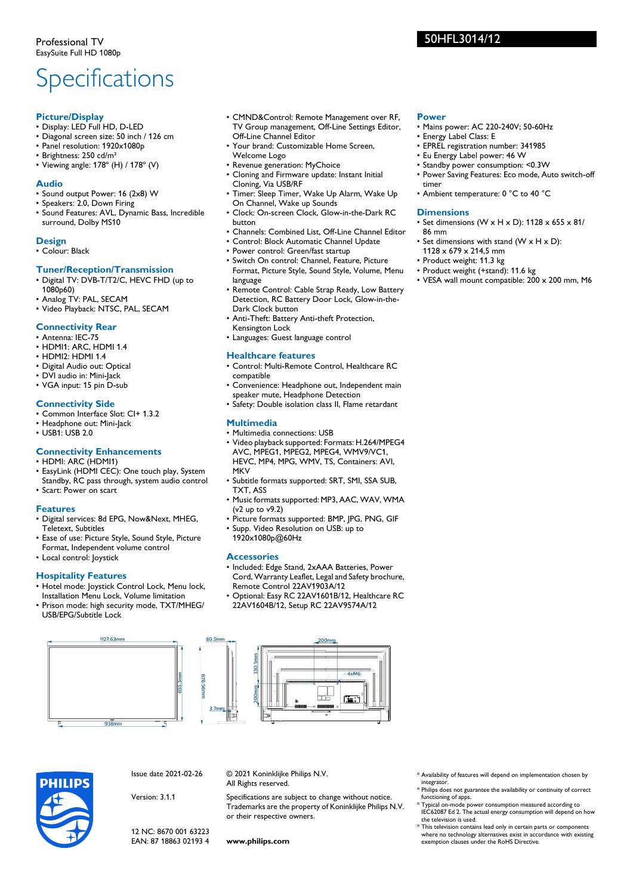Professional TV
EasySuite Full HD 1080p

50HFL3014/12

# Specifications

## Picture/Display
- Display: LED Full HD, D-LED
- Diagonal screen size: 50 inch / 126 cm
- Panel resolution: 1920x1080p
- Brightness: 250 cd/m²
- Viewing angle: 178º (H) / 178º (V)

## Audio
- Sound output Power: 16 (2x8) W
- Speakers: 2.0, Down Firing
- Sound Features: AVL, Dynamic Bass, Incredible surround, Dolby MS10

## Design
- Colour: Black

## Tuner/Reception/Transmission
- Digital TV: DVB-T/T2/C, HEVC FHD (up to 1080p60)
- Analog TV: PAL, SECAM
- Video Playback: NTSC, PAL, SECAM

## Connectivity Rear
- Antenna: IEC-75
- HDMI1: ARC, HDMI 1.4
- HDMI2: HDMI 1.4
- Digital Audio out: Optical
- DVI audio in: Mini-Jack
- VGA input: 15 pin D-sub

## Connectivity Side
- Common Interface Slot: CI+ 1.3.2
- Headphone out: Mini-Jack
- USB1: USB 2.0

## Connectivity Enhancements
- HDMI: ARC (HDMI1)
- EasyLink (HDMI CEC): One touch play, System Standby, RC pass through, system audio control
- Scart: Power on scart

## Features
- Digital services: 8d EPG, Now&Next, MHEG, Teletext, Subtitles
- Ease of use: Picture Style, Sound Style, Picture Format, Independent volume control
- Local control: Joystick

## Hospitality Features
- Hotel mode: Joystick Control Lock, Menu lock, Installation Menu Lock, Volume limitation
- Prison mode: high security mode, TXT/MHEG/USB/EPG/Subtitle Lock
- CMND&Control: Remote Management over RF, TV Group management, Off-Line Settings Editor, Off-Line Channel Editor
- Your brand: Customizable Home Screen, Welcome Logo
- Revenue generation: MyChoice
- Cloning and Firmware update: Instant Initial Cloning, Via USB/RF
- Timer: Sleep Timer, Wake Up Alarm, Wake Up On Channel, Wake up Sounds
- Clock: On-screen Clock, Glow-in-the-Dark RC button
- Channels: Combined List, Off-Line Channel Editor
- Control: Block Automatic Channel Update
- Power control: Green/fast startup
- Switch On control: Channel, Feature, Picture Format, Picture Style, Sound Style, Volume, Menu language
- Remote Control: Cable Strap Ready, Low Battery Detection, RC Battery Door Lock, Glow-in-the-Dark Clock button
- Anti-Theft: Battery Anti-theft Protection, Kensington Lock
- Languages: Guest language control

## Healthcare features
- Control: Multi-Remote Control, Healthcare RC compatible
- Convenience: Headphone out, Independent main speaker mute, Headphone Detection
- Safety: Double isolation class II, Flame retardant

## Multimedia
- Multimedia connections: USB
- Video playback supported: Formats: H.264/MPEG4 AVC, MPEG1, MPEG2, MPEG4, WMV9/VC1, HEVC, MP4, MPG, WMV, TS, Containers: AVI, MKV
- Subtitle formats supported: SRT, SMI, SSA SUB, TXT, ASS
- Music formats supported: MP3, AAC, WAV, WMA (v2 up to v9.2)
- Picture formats supported: BMP, JPG, PNG, GIF
- Supp. Video Resolution on USB: up to 1920x1080p@60Hz

## Accessories
- Included: Edge Stand, 2xAAA Batteries, Power Cord, Warranty Leaflet, Legal and Safety brochure, Remote Control 22AV1903A/12
- Optional: Easy RC 22AV1601B/12, Healthcare RC 22AV1604B/12, Setup RC 22AV9574A/12

## Power
- Mains power: AC 220-240V; 50-60Hz
- Energy Label Class: E
- EPREL registration number: 341985
- Eu Energy Label power: 46 W
- Standby power consumption: <0.3W
- Power Saving Features: Eco mode, Auto switch-off timer
- Ambient temperature: 0 °C to 40 °C

## Dimensions
- Set dimensions (W x H x D): 1128 x 655 x 81/86 mm
- Set dimensions with stand (W x H x D): 1128 x 679 x 214,5 mm
- Product weight: 11.3 kg
- Product weight (+stand): 11.6 kg
- VESA wall mount compatible: 200 x 200 mm, M6

1127.63mm
655.3mm
938mm
80.5mm
676.56mm
3.7mm
200mm
330.5mm
200mm
4xM6

Issue date 2021-02-26

Version: 3.1.1

12 NC: 8670 001 63223
EAN: 87 18863 02193 4

© 2021 Koninklijke Philips N.V.
All Rights reserved.

Specifications are subject to change without notice. Trademarks are the property of Koninklijke Philips N.V. or their respective owners.

www.philips.com

* Availability of features will depend on implementation chosen by integrator.
* Philips does not guarantee the availability or continuity of correct functioning of apps.
* Typical on-mode power consumption measured according to IEC62087 Ed 2. The actual energy consumption will depend on how the television is used.
* This television contains lead only in certain parts or components where no technology alternatives exist in accordance with existing exemption clauses under the RoHS Directive.